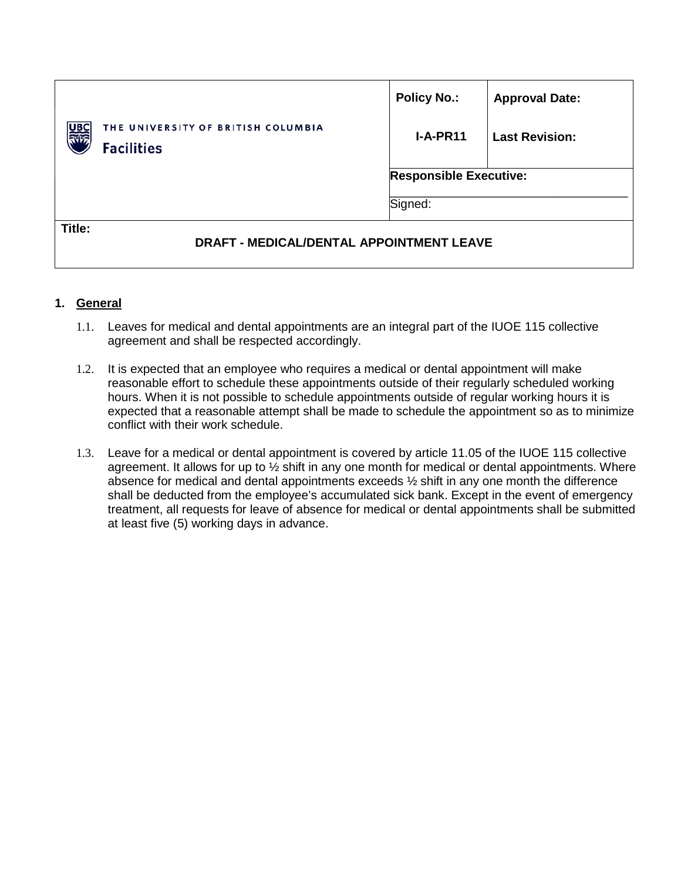| THE UNIVERSITY OF BRITISH COLUMBIA Facilities | Policy No.: I-A-PR11 | Approval Date: Last Revision: |
|---|---|---|
| | Responsible Executive: Signed: | |
| **Title:** DRAFT - MEDICAL/DENTAL APPOINTMENT LEAVE | | |

## 1. General

1.1. Leaves for medical and dental appointments are an integral part of the IUOE 115 collective agreement and shall be respected accordingly.

1.2. It is expected that an employee who requires a medical or dental appointment will make reasonable effort to schedule these appointments outside of their regularly scheduled working hours. When it is not possible to schedule appointments outside of regular working hours it is expected that a reasonable attempt shall be made to schedule the appointment so as to minimize conflict with their work schedule.

1.3. Leave for a medical or dental appointment is covered by article 11.05 of the IUOE 115 collective agreement. It allows for up to ½ shift in any one month for medical or dental appointments. Where absence for medical and dental appointments exceeds ½ shift in any one month the difference shall be deducted from the employee's accumulated sick bank. Except in the event of emergency treatment, all requests for leave of absence for medical or dental appointments shall be submitted at least five (5) working days in advance.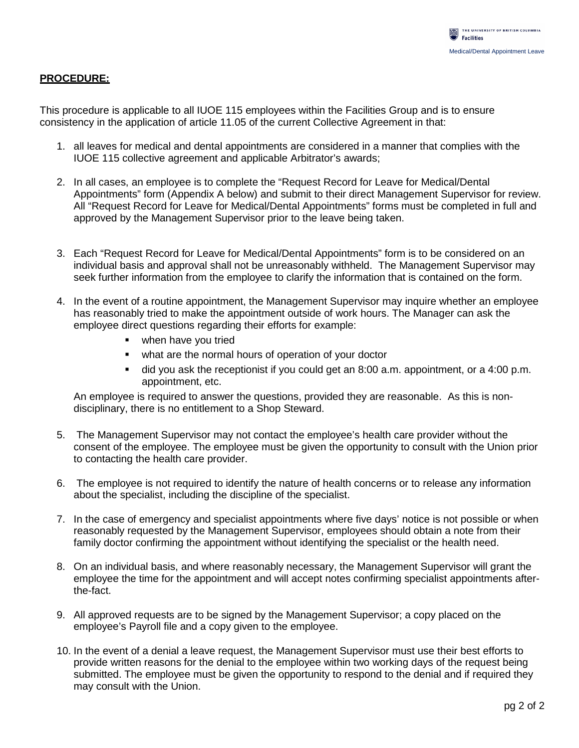**PROCEDURE:**

This procedure is applicable to all IUOE 115 employees within the Facilities Group and is to ensure consistency in the application of article 11.05 of the current Collective Agreement in that:

1. all leaves for medical and dental appointments are considered in a manner that complies with the IUOE 115 collective agreement and applicable Arbitrator's awards;

2. In all cases, an employee is to complete the "Request Record for Leave for Medical/Dental Appointments" form (Appendix A below) and submit to their direct Management Supervisor for review. All "Request Record for Leave for Medical/Dental Appointments" forms must be completed in full and approved by the Management Supervisor prior to the leave being taken.

3. Each "Request Record for Leave for Medical/Dental Appointments" form is to be considered on an individual basis and approval shall not be unreasonably withheld. The Management Supervisor may seek further information from the employee to clarify the information that is contained on the form.

4. In the event of a routine appointment, the Management Supervisor may inquire whether an employee has reasonably tried to make the appointment outside of work hours. The Manager can ask the employee direct questions regarding their efforts for example:
   - when have you tried
   - what are the normal hours of operation of your doctor
   - did you ask the receptionist if you could get an 8:00 a.m. appointment, or a 4:00 p.m. appointment, etc.

   An employee is required to answer the questions, provided they are reasonable. As this is non-disciplinary, there is no entitlement to a Shop Steward.

5. The Management Supervisor may not contact the employee's health care provider without the consent of the employee. The employee must be given the opportunity to consult with the Union prior to contacting the health care provider.

6. The employee is not required to identify the nature of health concerns or to release any information about the specialist, including the discipline of the specialist.

7. In the case of emergency and specialist appointments where five days' notice is not possible or when reasonably requested by the Management Supervisor, employees should obtain a note from their family doctor confirming the appointment without identifying the specialist or the health need.

8. On an individual basis, and where reasonably necessary, the Management Supervisor will grant the employee the time for the appointment and will accept notes confirming specialist appointments after-the-fact.

9. All approved requests are to be signed by the Management Supervisor; a copy placed on the employee's Payroll file and a copy given to the employee.

10. In the event of a denial a leave request, the Management Supervisor must use their best efforts to provide written reasons for the denial to the employee within two working days of the request being submitted. The employee must be given the opportunity to respond to the denial and if required they may consult with the Union.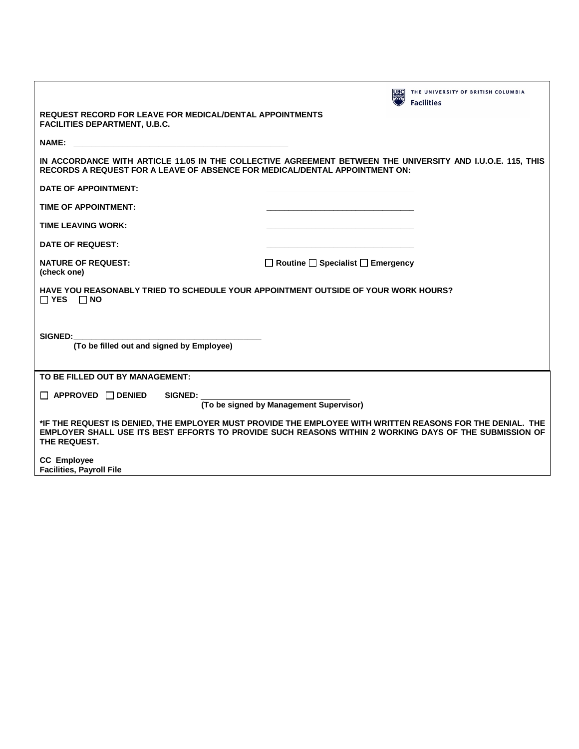THE UNIVERSITY OF BRITISH COLUMBIA
Facilities

**REQUEST RECORD FOR LEAVE FOR MEDICAL/DENTAL APPOINTMENTS**
**FACILITIES DEPARTMENT, U.B.C.**

**NAME:** ________________________________________________

**IN ACCORDANCE WITH ARTICLE 11.05 IN THE COLLECTIVE AGREEMENT BETWEEN THE UNIVERSITY AND I.U.O.E. 115, THIS RECORDS A REQUEST FOR A LEAVE OF ABSENCE FOR MEDICAL/DENTAL APPOINTMENT ON:**

**DATE OF APPOINTMENT:** ________________________________

**TIME OF APPOINTMENT:** ________________________________

**TIME LEAVING WORK:** ________________________________

**DATE OF REQUEST:** ________________________________

**NATURE OF REQUEST:** ☐ **Routine** ☐ **Specialist** ☐ **Emergency**
**(check one)**

**HAVE YOU REASONABLY TRIED TO SCHEDULE YOUR APPOINTMENT OUTSIDE OF YOUR WORK HOURS?**
☐ **YES** ☐ **NO**

**SIGNED:** ________________________________________
**(To be filled out and signed by Employee)**

**TO BE FILLED OUT BY MANAGEMENT:**

☐ **APPROVED** ☐ **DENIED** **SIGNED:** ________________________________
**(To be signed by Management Supervisor)**

**\*IF THE REQUEST IS DENIED, THE EMPLOYER MUST PROVIDE THE EMPLOYEE WITH WRITTEN REASONS FOR THE DENIAL. THE EMPLOYER SHALL USE ITS BEST EFFORTS TO PROVIDE SUCH REASONS WITHIN 2 WORKING DAYS OF THE SUBMISSION OF THE REQUEST.**

**CC Employee**
**Facilities, Payroll File**